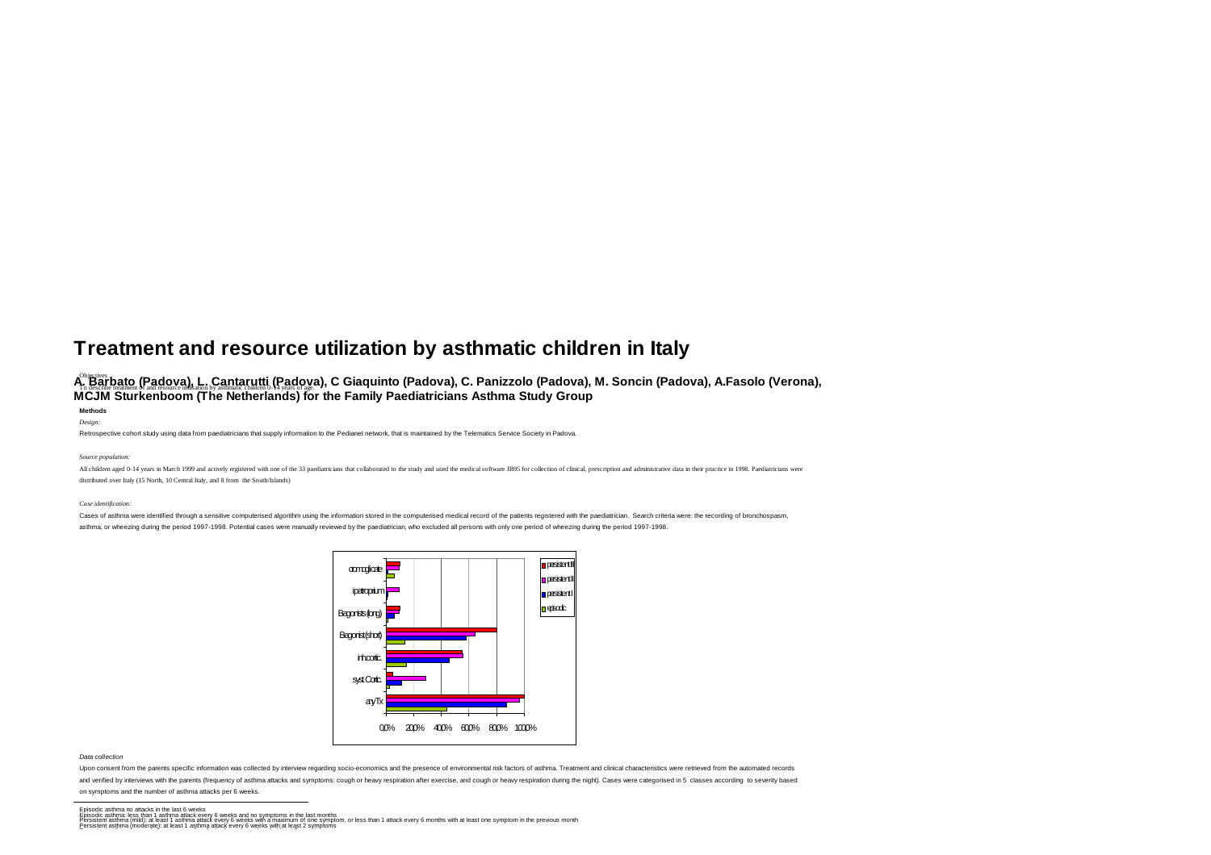# Treatment and resource utilization by asthmatic children in Italy

**A. Barbato (Padova), L. Cantarutti (Padova), C Giaquinto (Padova), C. Panizzolo (Padova), M. Soncin (Padova), A.Fasolo (Verona), MCJM Sturkenboom (The Netherlands) for the Family Paediatricians Asthma Study Group**

Objectives

To describe treatment of and resource utilisation by asthmatic children 0-14 years of age.

**Methods**

*Design:*

Retrospective cohort study using data from paediatricians that supply information to the Pedianet network, that is maintained by the Telematics Service Society in Padova.

*Source population:*

All children aged 0-14 years in March 1999 and actively registered with one of the 33 paediatricians that collaborated to the study and used the medical software JB95 for collection of clinical, prescription and administrative data in their practice in 1998. Paediatricians were distributed over Italy (15 North, 10 Central Italy, and 8 from the South/Islands)

*Case identification:*

Cases of asthma were identified through a sensitive computerised algorithm using the information stored in the computerised medical record of the patients registered with the paediatrician. Search criteria were: the recording of bronchospasm, asthma, or wheezing during the period 1997-1998. Potential cases were manually reviewed by the paediatrician, who excluded all persons with only one period of wheezing during the period 1997-1998.

*Data collection*

Upon consent from the parents specific information was collected by interview regarding socio-economics and the presence of environmental risk factors of asthma. Treatment and clinical characteristics were retrieved from the automated records and verified by interviews with the parents (frequency of asthma attacks and symptoms: cough or heavy respiration after exercise, and cough or heavy respiration during the night). Cases were categorised in 5 classes according to severity based on symptoms and the number of asthma attacks per 6 weeks.

---

Episodic asthma no attacks in the last 6 weeks
Episodic asthma: less than 1 asthma attack every 6 weeks and no symptoms in the last months
Persistent asthma (mild): at least 1 asthma attack every 6 weeks with a maximum of one symptom, or less than 1 attack every 6 months with at least one symptom in the previous month
Persistent asthma (moderate): at least 1 asthma attack every 6 weeks with at least 2 symptoms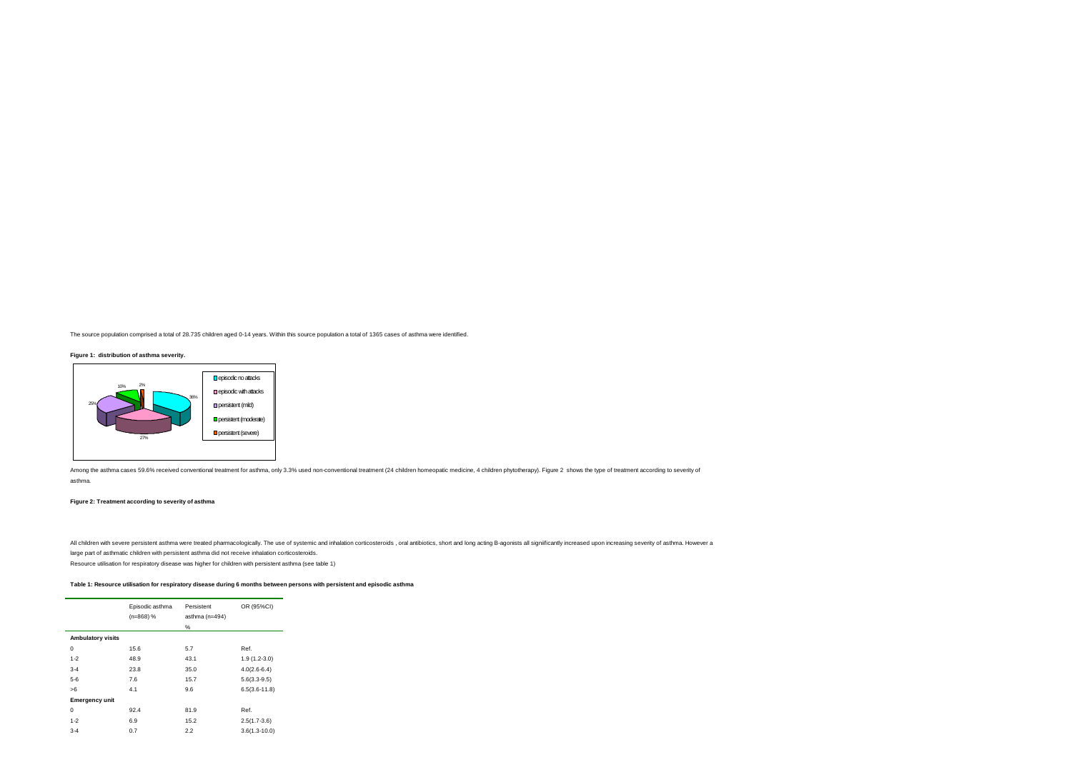The source population comprised a total of 28.735 children aged 0-14 years. Within this source population a total of 1365 cases of asthma were identified.

**Figure 1: distribution of asthma severity.**

Among the asthma cases 59.6% received conventional treatment for asthma, only 3.3% used non-conventional treatment (24 children homeopatic medicine, 4 children phytotherapy). Figure 2 shows the type of treatment according to severity of asthma.

**Figure 2: Treatment according to severity of asthma**

All children with severe persistent asthma were treated pharmacologically. The use of systemic and inhalation corticosteroids , oral antibiotics, short and long acting B-agonists all signiificantly increased upon increasing severity of asthma. However a large part of asthmatic children with persistent asthma did not receive inhalation corticosteroids.

Resource utilisation for respiratory disease was higher for children with persistent asthma (see table 1)

**Table 1: Resource utilisation for respiratory disease during 6 months between persons with persistent and episodic asthma**

| | Episodic asthma (n=868) % | Persistent asthma (n=494) % | OR (95%CI) |
|---|---|---|---|
| **Ambulatory visits** | | | |
| 0 | 15.6 | 5.7 | Ref. |
| 1-2 | 48.9 | 43.1 | 1.9 (1.2-3.0) |
| 3-4 | 23.8 | 35.0 | 4.0(2.6-6.4) |
| 5-6 | 7.6 | 15.7 | 5.6(3.3-9.5) |
| >6 | 4.1 | 9.6 | 6.5(3.6-11.8) |
| **Emergency unit** | | | |
| 0 | 92.4 | 81.9 | Ref. |
| 1-2 | 6.9 | 15.2 | 2.5(1.7-3.6) |
| 3-4 | 0.7 | 2.2 | 3.6(1.3-10.0) |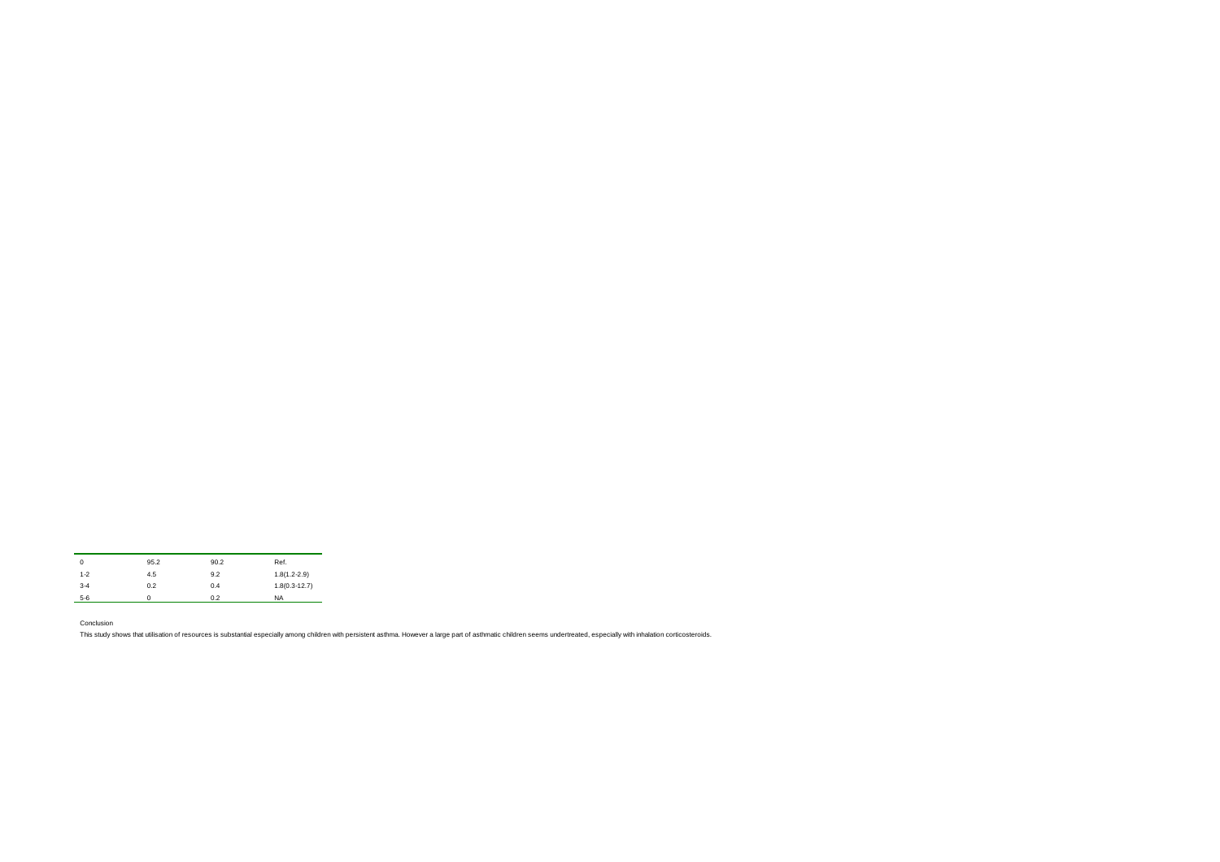| | | | |
|---|---|---|---|
| 0 | 95.2 | 90.2 | Ref. |
| 1-2 | 4.5 | 9.2 | 1.8(1.2-2.9) |
| 3-4 | 0.2 | 0.4 | 1.8(0.3-12.7) |
| 5-6 | 0 | 0.2 | NA |

Conclusion

This study shows that utilisation of resources is substantial especially among children with persistent asthma. However a large part of asthmatic children seems undertreated, especially with inhalation corticosteroids.